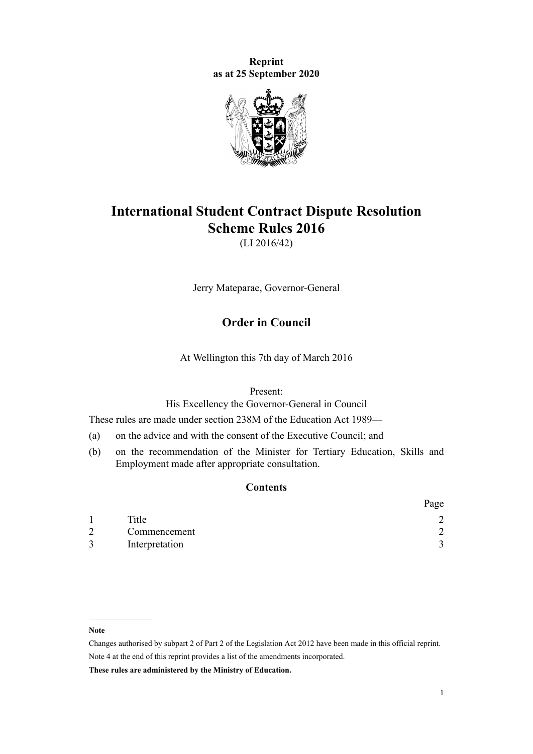**Reprint**
**as at 25 September 2020**

# International Student Contract Dispute Resolution Scheme Rules 2016

(LI 2016/42)

Jerry Mateparae, Governor-General

## Order in Council

At Wellington this 7th day of March 2016

Present:
His Excellency the Governor-General in Council

These rules are made under section 238M of the Education Act 1989—

(a) on the advice and with the consent of the Executive Council; and

(b) on the recommendation of the Minister for Tertiary Education, Skills and Employment made after appropriate consultation.

### Contents

| | | Page |
|---|---|---|
| 1 | Title | 2 |
| 2 | Commencement | 2 |
| 3 | Interpretation | 3 |

**Note**

Changes authorised by subpart 2 of Part 2 of the Legislation Act 2012 have been made in this official reprint.
Note 4 at the end of this reprint provides a list of the amendments incorporated.

**These rules are administered by the Ministry of Education.**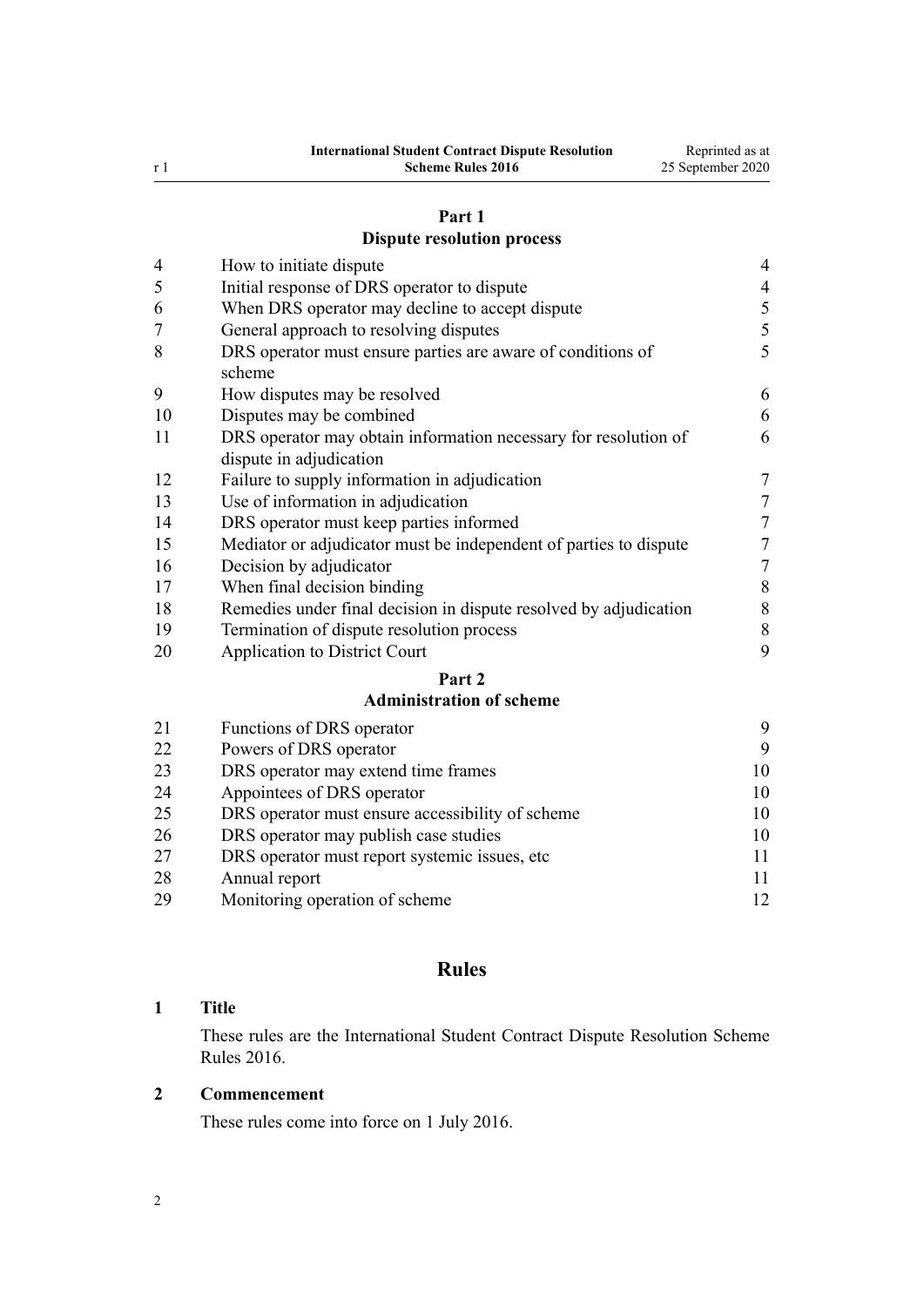## Part 1
## Dispute resolution process

| | | |
|---|---|---|
| 4 | How to initiate dispute | 4 |
| 5 | Initial response of DRS operator to dispute | 4 |
| 6 | When DRS operator may decline to accept dispute | 5 |
| 7 | General approach to resolving disputes | 5 |
| 8 | DRS operator must ensure parties are aware of conditions of scheme | 5 |
| 9 | How disputes may be resolved | 6 |
| 10 | Disputes may be combined | 6 |
| 11 | DRS operator may obtain information necessary for resolution of dispute in adjudication | 6 |
| 12 | Failure to supply information in adjudication | 7 |
| 13 | Use of information in adjudication | 7 |
| 14 | DRS operator must keep parties informed | 7 |
| 15 | Mediator or adjudicator must be independent of parties to dispute | 7 |
| 16 | Decision by adjudicator | 7 |
| 17 | When final decision binding | 8 |
| 18 | Remedies under final decision in dispute resolved by adjudication | 8 |
| 19 | Termination of dispute resolution process | 8 |
| 20 | Application to District Court | 9 |

## Part 2
## Administration of scheme

| | | |
|---|---|---|
| 21 | Functions of DRS operator | 9 |
| 22 | Powers of DRS operator | 9 |
| 23 | DRS operator may extend time frames | 10 |
| 24 | Appointees of DRS operator | 10 |
| 25 | DRS operator must ensure accessibility of scheme | 10 |
| 26 | DRS operator may publish case studies | 10 |
| 27 | DRS operator must report systemic issues, etc | 11 |
| 28 | Annual report | 11 |
| 29 | Monitoring operation of scheme | 12 |

# Rules

### 1 Title

These rules are the International Student Contract Dispute Resolution Scheme Rules 2016.

### 2 Commencement

These rules come into force on 1 July 2016.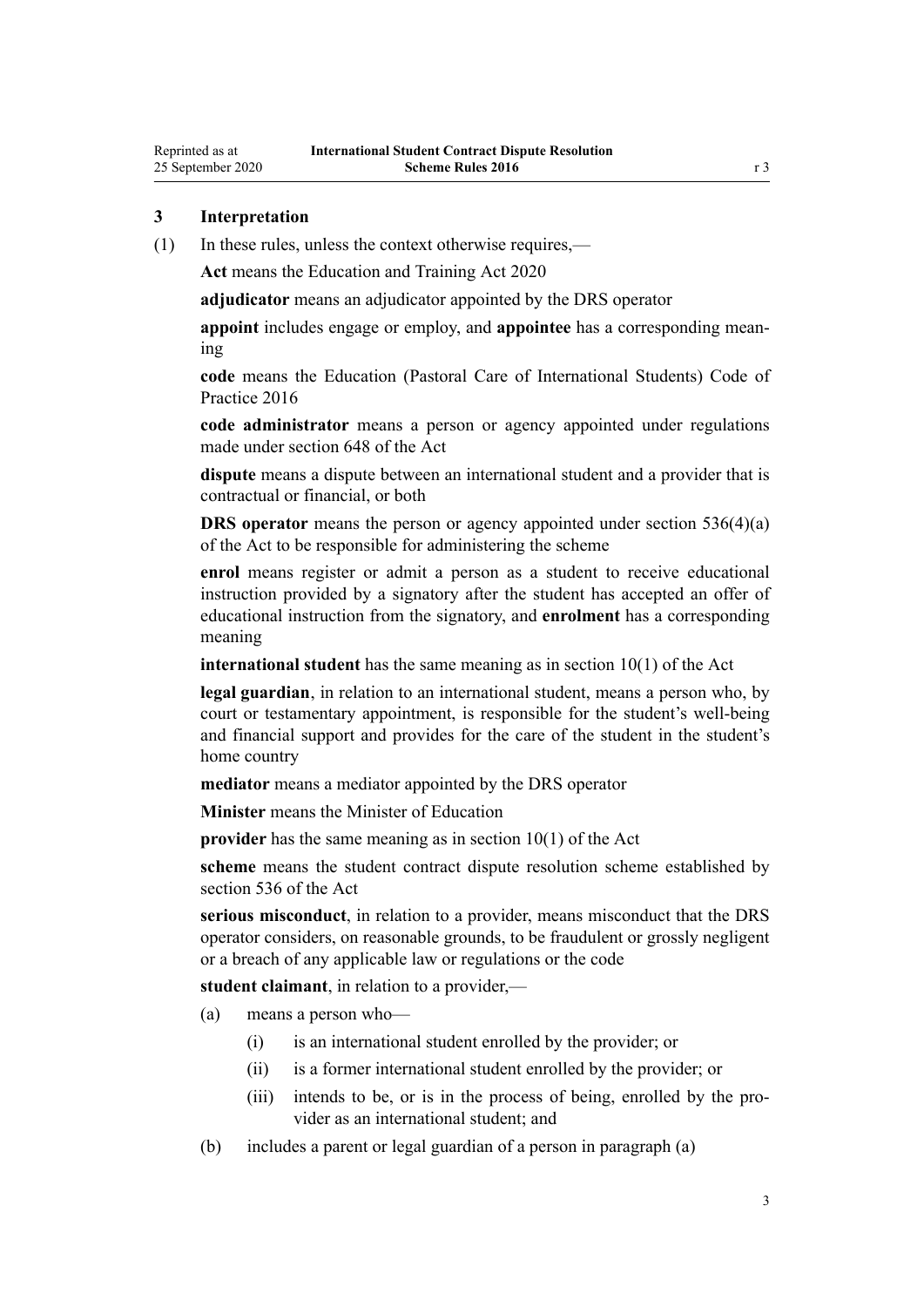### 3 Interpretation

(1) In these rules, unless the context otherwise requires,—

**Act** means the Education and Training Act 2020

**adjudicator** means an adjudicator appointed by the DRS operator

**appoint** includes engage or employ, and **appointee** has a corresponding meaning

**code** means the Education (Pastoral Care of International Students) Code of Practice 2016

**code administrator** means a person or agency appointed under regulations made under section 648 of the Act

**dispute** means a dispute between an international student and a provider that is contractual or financial, or both

**DRS operator** means the person or agency appointed under section 536(4)(a) of the Act to be responsible for administering the scheme

**enrol** means register or admit a person as a student to receive educational instruction provided by a signatory after the student has accepted an offer of educational instruction from the signatory, and **enrolment** has a corresponding meaning

**international student** has the same meaning as in section 10(1) of the Act

**legal guardian**, in relation to an international student, means a person who, by court or testamentary appointment, is responsible for the student's well-being and financial support and provides for the care of the student in the student's home country

**mediator** means a mediator appointed by the DRS operator

**Minister** means the Minister of Education

**provider** has the same meaning as in section 10(1) of the Act

**scheme** means the student contract dispute resolution scheme established by section 536 of the Act

**serious misconduct**, in relation to a provider, means misconduct that the DRS operator considers, on reasonable grounds, to be fraudulent or grossly negligent or a breach of any applicable law or regulations or the code

**student claimant**, in relation to a provider,—

(a) means a person who—

  (i) is an international student enrolled by the provider; or

  (ii) is a former international student enrolled by the provider; or

  (iii) intends to be, or is in the process of being, enrolled by the provider as an international student; and

(b) includes a parent or legal guardian of a person in paragraph (a)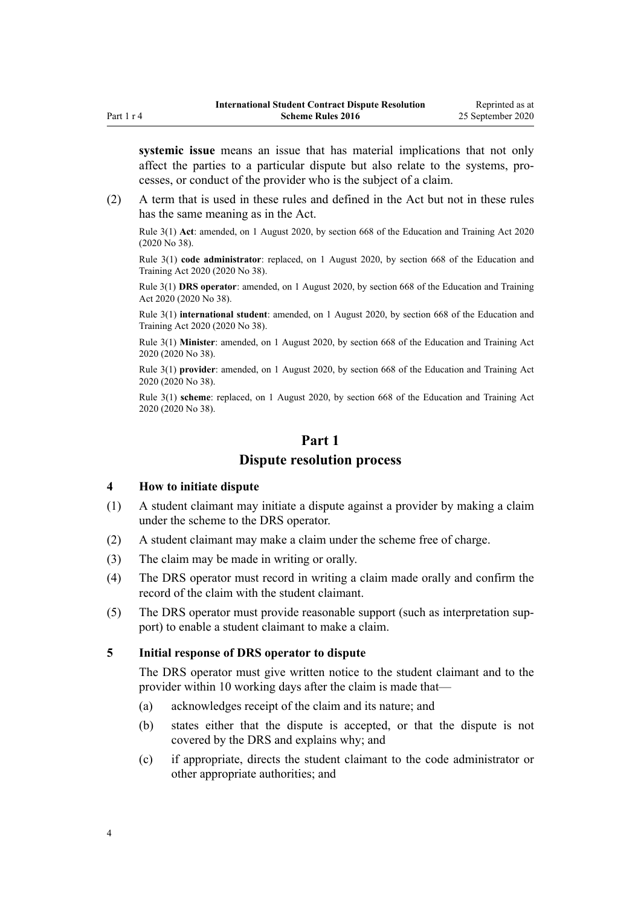**systemic issue** means an issue that has material implications that not only affect the parties to a particular dispute but also relate to the systems, processes, or conduct of the provider who is the subject of a claim.

(2) A term that is used in these rules and defined in the Act but not in these rules has the same meaning as in the Act.

Rule 3(1) **Act**: amended, on 1 August 2020, by section 668 of the Education and Training Act 2020 (2020 No 38).

Rule 3(1) **code administrator**: replaced, on 1 August 2020, by section 668 of the Education and Training Act 2020 (2020 No 38).

Rule 3(1) **DRS operator**: amended, on 1 August 2020, by section 668 of the Education and Training Act 2020 (2020 No 38).

Rule 3(1) **international student**: amended, on 1 August 2020, by section 668 of the Education and Training Act 2020 (2020 No 38).

Rule 3(1) **Minister**: amended, on 1 August 2020, by section 668 of the Education and Training Act 2020 (2020 No 38).

Rule 3(1) **provider**: amended, on 1 August 2020, by section 668 of the Education and Training Act 2020 (2020 No 38).

Rule 3(1) **scheme**: replaced, on 1 August 2020, by section 668 of the Education and Training Act 2020 (2020 No 38).

# Part 1
# Dispute resolution process

### 4 How to initiate dispute

(1) A student claimant may initiate a dispute against a provider by making a claim under the scheme to the DRS operator.

(2) A student claimant may make a claim under the scheme free of charge.

(3) The claim may be made in writing or orally.

(4) The DRS operator must record in writing a claim made orally and confirm the record of the claim with the student claimant.

(5) The DRS operator must provide reasonable support (such as interpretation support) to enable a student claimant to make a claim.

### 5 Initial response of DRS operator to dispute

The DRS operator must give written notice to the student claimant and to the provider within 10 working days after the claim is made that—

(a) acknowledges receipt of the claim and its nature; and

(b) states either that the dispute is accepted, or that the dispute is not covered by the DRS and explains why; and

(c) if appropriate, directs the student claimant to the code administrator or other appropriate authorities; and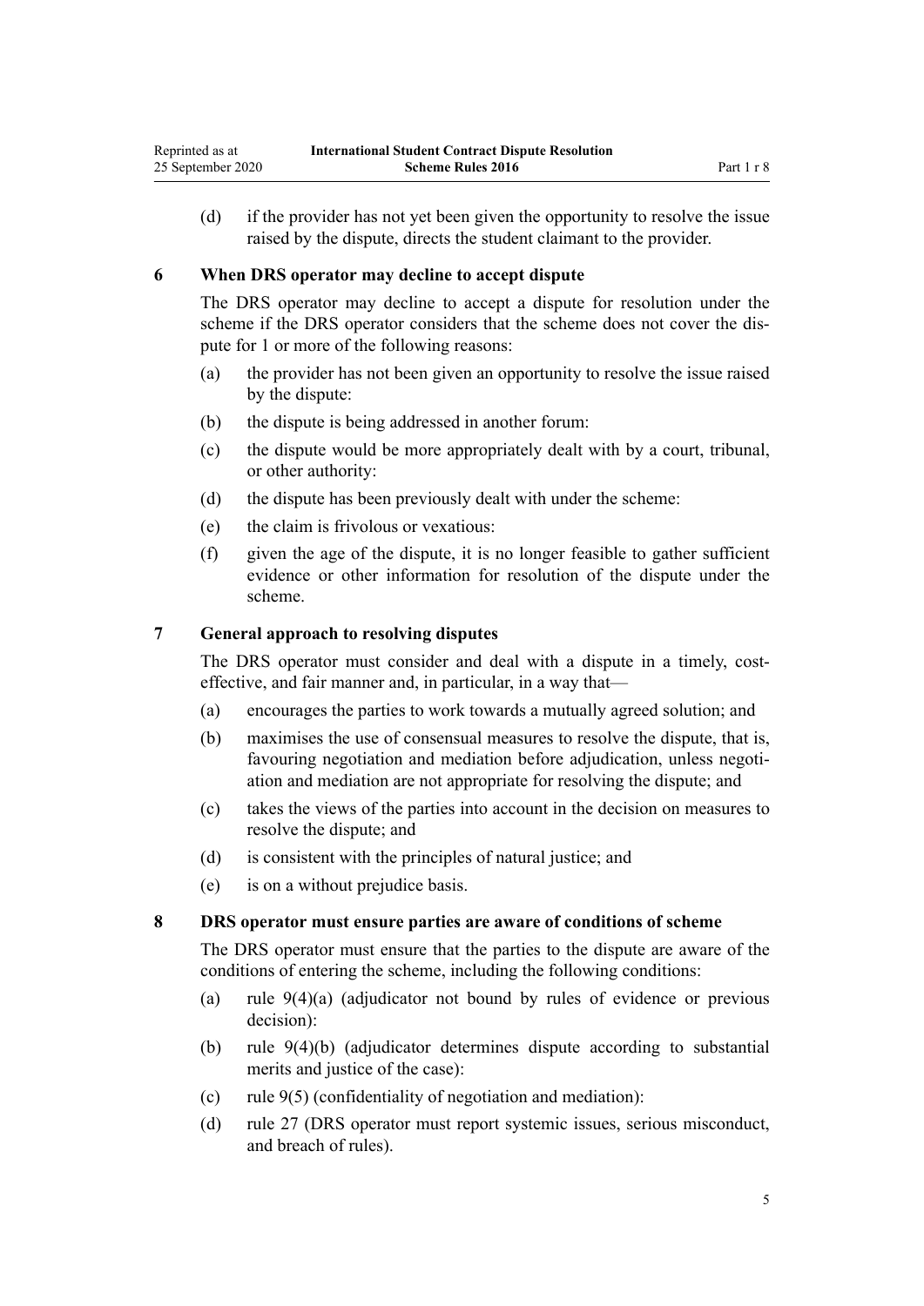(d) if the provider has not yet been given the opportunity to resolve the issue raised by the dispute, directs the student claimant to the provider.

### 6 When DRS operator may decline to accept dispute

The DRS operator may decline to accept a dispute for resolution under the scheme if the DRS operator considers that the scheme does not cover the dispute for 1 or more of the following reasons:

(a) the provider has not been given an opportunity to resolve the issue raised by the dispute:

(b) the dispute is being addressed in another forum:

(c) the dispute would be more appropriately dealt with by a court, tribunal, or other authority:

(d) the dispute has been previously dealt with under the scheme:

(e) the claim is frivolous or vexatious:

(f) given the age of the dispute, it is no longer feasible to gather sufficient evidence or other information for resolution of the dispute under the scheme.

### 7 General approach to resolving disputes

The DRS operator must consider and deal with a dispute in a timely, cost-effective, and fair manner and, in particular, in a way that—

(a) encourages the parties to work towards a mutually agreed solution; and

(b) maximises the use of consensual measures to resolve the dispute, that is, favouring negotiation and mediation before adjudication, unless negotiation and mediation are not appropriate for resolving the dispute; and

(c) takes the views of the parties into account in the decision on measures to resolve the dispute; and

(d) is consistent with the principles of natural justice; and

(e) is on a without prejudice basis.

### 8 DRS operator must ensure parties are aware of conditions of scheme

The DRS operator must ensure that the parties to the dispute are aware of the conditions of entering the scheme, including the following conditions:

(a) rule 9(4)(a) (adjudicator not bound by rules of evidence or previous decision):

(b) rule 9(4)(b) (adjudicator determines dispute according to substantial merits and justice of the case):

(c) rule 9(5) (confidentiality of negotiation and mediation):

(d) rule 27 (DRS operator must report systemic issues, serious misconduct, and breach of rules).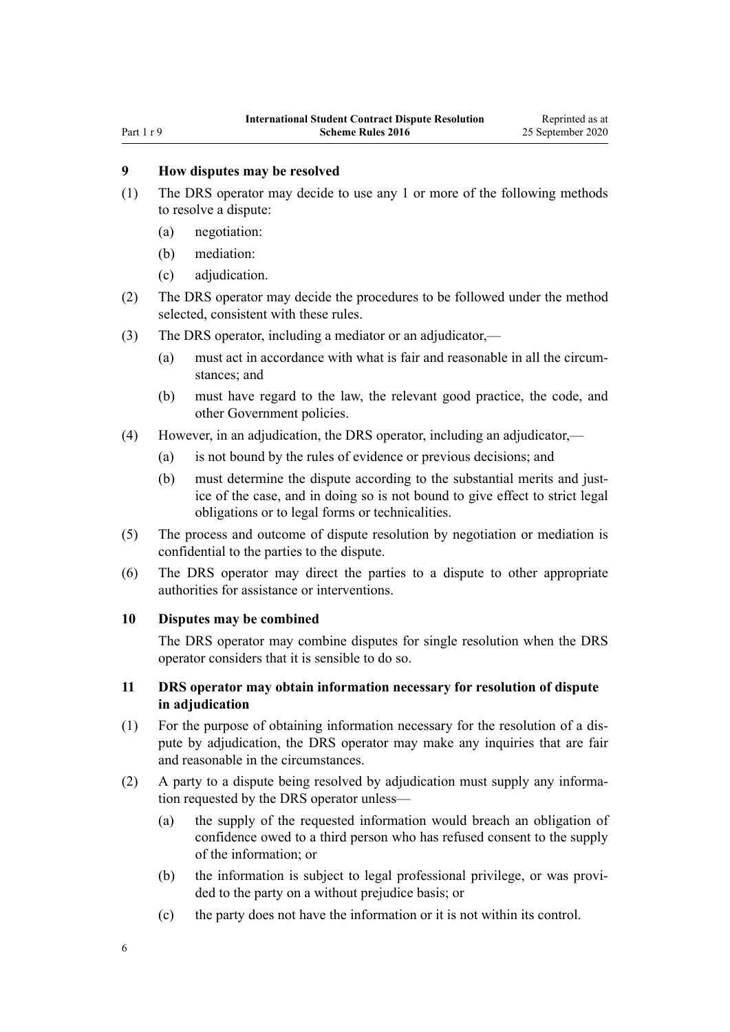### 9 How disputes may be resolved

(1) The DRS operator may decide to use any 1 or more of the following methods to resolve a dispute:

- (a) negotiation:
- (b) mediation:
- (c) adjudication.

(2) The DRS operator may decide the procedures to be followed under the method selected, consistent with these rules.

(3) The DRS operator, including a mediator or an adjudicator,—

- (a) must act in accordance with what is fair and reasonable in all the circumstances; and
- (b) must have regard to the law, the relevant good practice, the code, and other Government policies.

(4) However, in an adjudication, the DRS operator, including an adjudicator,—

- (a) is not bound by the rules of evidence or previous decisions; and
- (b) must determine the dispute according to the substantial merits and justice of the case, and in doing so is not bound to give effect to strict legal obligations or to legal forms or technicalities.

(5) The process and outcome of dispute resolution by negotiation or mediation is confidential to the parties to the dispute.

(6) The DRS operator may direct the parties to a dispute to other appropriate authorities for assistance or interventions.

### 10 Disputes may be combined

The DRS operator may combine disputes for single resolution when the DRS operator considers that it is sensible to do so.

### 11 DRS operator may obtain information necessary for resolution of dispute in adjudication

(1) For the purpose of obtaining information necessary for the resolution of a dispute by adjudication, the DRS operator may make any inquiries that are fair and reasonable in the circumstances.

(2) A party to a dispute being resolved by adjudication must supply any information requested by the DRS operator unless—

- (a) the supply of the requested information would breach an obligation of confidence owed to a third person who has refused consent to the supply of the information; or
- (b) the information is subject to legal professional privilege, or was provided to the party on a without prejudice basis; or
- (c) the party does not have the information or it is not within its control.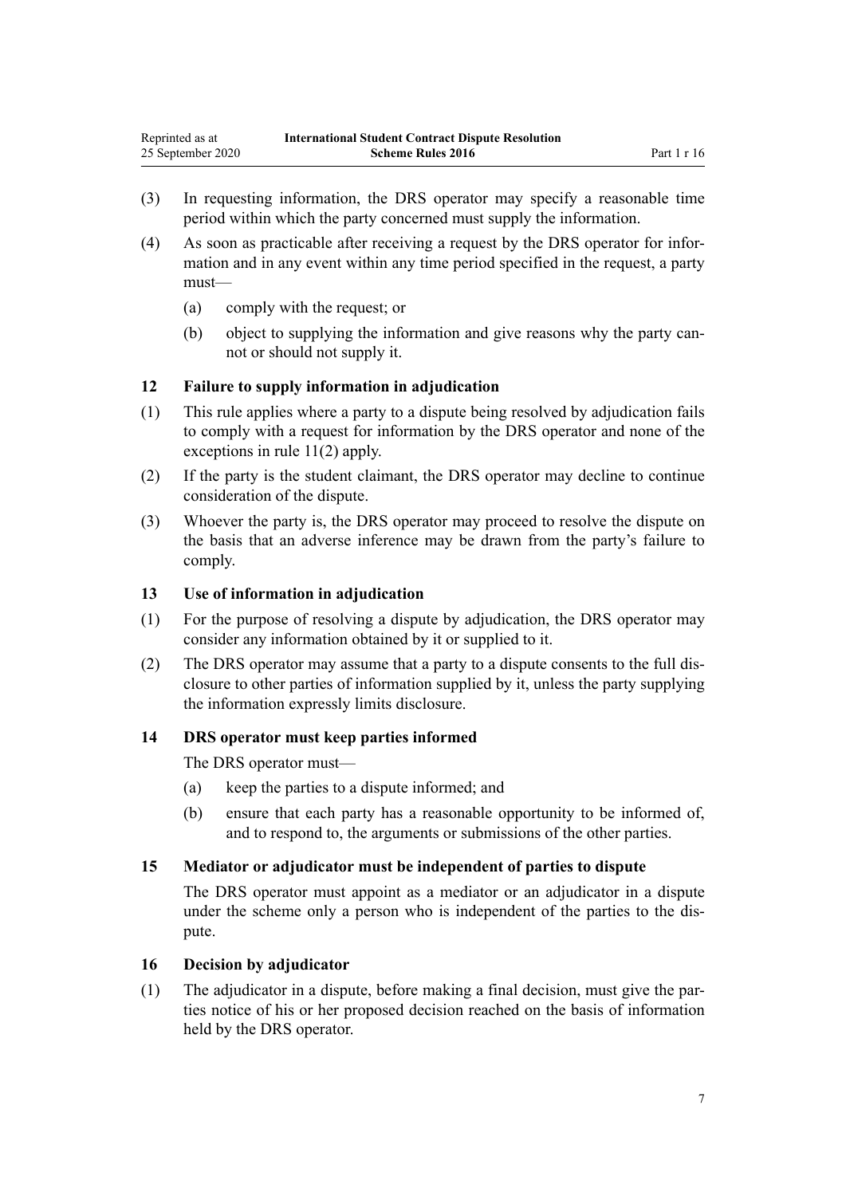(3) In requesting information, the DRS operator may specify a reasonable time period within which the party concerned must supply the information.

(4) As soon as practicable after receiving a request by the DRS operator for information and in any event within any time period specified in the request, a party must—

(a) comply with the request; or

(b) object to supplying the information and give reasons why the party cannot or should not supply it.

### 12 Failure to supply information in adjudication

(1) This rule applies where a party to a dispute being resolved by adjudication fails to comply with a request for information by the DRS operator and none of the exceptions in rule 11(2) apply.

(2) If the party is the student claimant, the DRS operator may decline to continue consideration of the dispute.

(3) Whoever the party is, the DRS operator may proceed to resolve the dispute on the basis that an adverse inference may be drawn from the party's failure to comply.

### 13 Use of information in adjudication

(1) For the purpose of resolving a dispute by adjudication, the DRS operator may consider any information obtained by it or supplied to it.

(2) The DRS operator may assume that a party to a dispute consents to the full disclosure to other parties of information supplied by it, unless the party supplying the information expressly limits disclosure.

### 14 DRS operator must keep parties informed

The DRS operator must—

(a) keep the parties to a dispute informed; and

(b) ensure that each party has a reasonable opportunity to be informed of, and to respond to, the arguments or submissions of the other parties.

### 15 Mediator or adjudicator must be independent of parties to dispute

The DRS operator must appoint as a mediator or an adjudicator in a dispute under the scheme only a person who is independent of the parties to the dispute.

### 16 Decision by adjudicator

(1) The adjudicator in a dispute, before making a final decision, must give the parties notice of his or her proposed decision reached on the basis of information held by the DRS operator.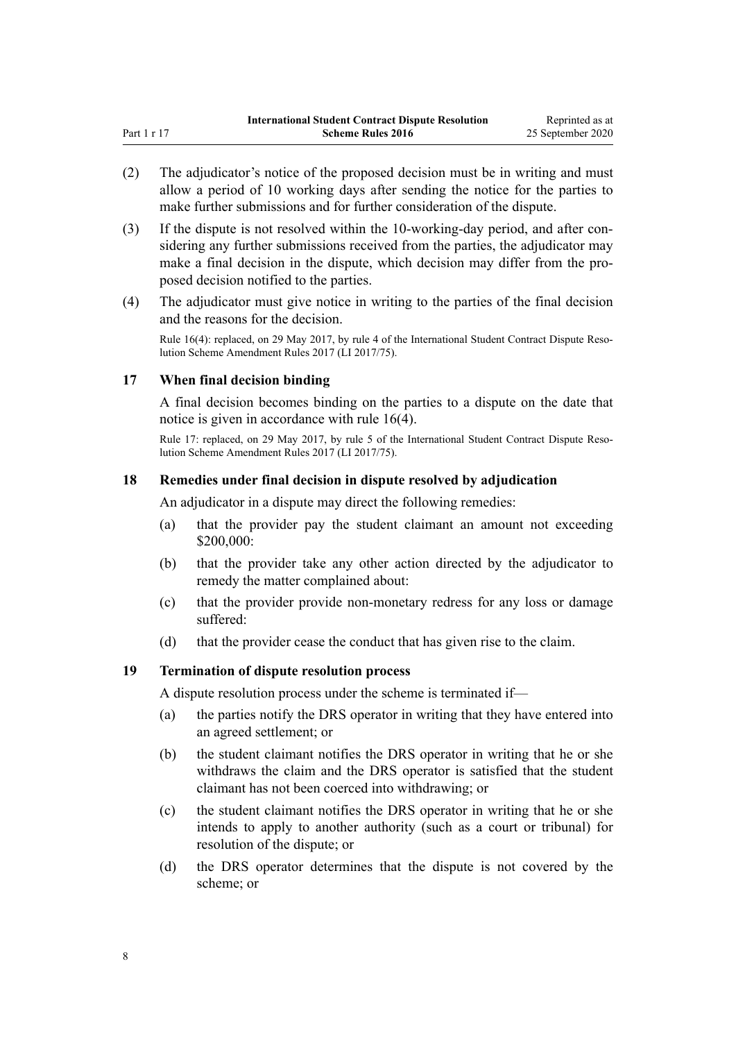(2) The adjudicator's notice of the proposed decision must be in writing and must allow a period of 10 working days after sending the notice for the parties to make further submissions and for further consideration of the dispute.

(3) If the dispute is not resolved within the 10-working-day period, and after considering any further submissions received from the parties, the adjudicator may make a final decision in the dispute, which decision may differ from the proposed decision notified to the parties.

(4) The adjudicator must give notice in writing to the parties of the final decision and the reasons for the decision.

Rule 16(4): replaced, on 29 May 2017, by rule 4 of the International Student Contract Dispute Resolution Scheme Amendment Rules 2017 (LI 2017/75).

### 17 When final decision binding

A final decision becomes binding on the parties to a dispute on the date that notice is given in accordance with rule 16(4).

Rule 17: replaced, on 29 May 2017, by rule 5 of the International Student Contract Dispute Resolution Scheme Amendment Rules 2017 (LI 2017/75).

### 18 Remedies under final decision in dispute resolved by adjudication

An adjudicator in a dispute may direct the following remedies:

(a) that the provider pay the student claimant an amount not exceeding $200,000:

(b) that the provider take any other action directed by the adjudicator to remedy the matter complained about:

(c) that the provider provide non-monetary redress for any loss or damage suffered:

(d) that the provider cease the conduct that has given rise to the claim.

### 19 Termination of dispute resolution process

A dispute resolution process under the scheme is terminated if—

(a) the parties notify the DRS operator in writing that they have entered into an agreed settlement; or

(b) the student claimant notifies the DRS operator in writing that he or she withdraws the claim and the DRS operator is satisfied that the student claimant has not been coerced into withdrawing; or

(c) the student claimant notifies the DRS operator in writing that he or she intends to apply to another authority (such as a court or tribunal) for resolution of the dispute; or

(d) the DRS operator determines that the dispute is not covered by the scheme; or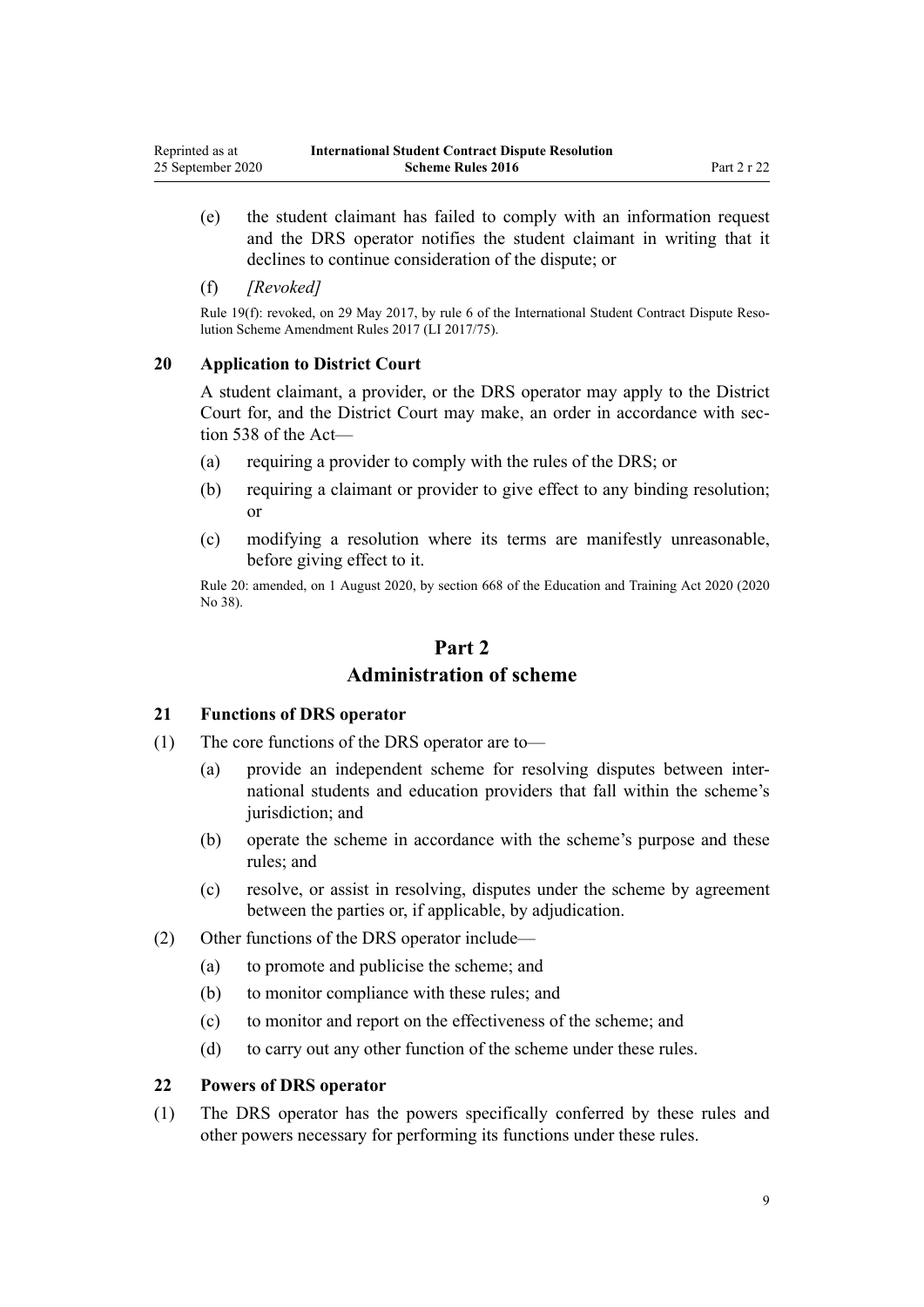(e) the student claimant has failed to comply with an information request and the DRS operator notifies the student claimant in writing that it declines to continue consideration of the dispute; or

(f) *[Revoked]*

Rule 19(f): revoked, on 29 May 2017, by rule 6 of the International Student Contract Dispute Resolution Scheme Amendment Rules 2017 (LI 2017/75).

### 20 Application to District Court

A student claimant, a provider, or the DRS operator may apply to the District Court for, and the District Court may make, an order in accordance with section 538 of the Act—

(a) requiring a provider to comply with the rules of the DRS; or

(b) requiring a claimant or provider to give effect to any binding resolution; or

(c) modifying a resolution where its terms are manifestly unreasonable, before giving effect to it.

Rule 20: amended, on 1 August 2020, by section 668 of the Education and Training Act 2020 (2020 No 38).

## Part 2
## Administration of scheme

### 21 Functions of DRS operator

(1) The core functions of the DRS operator are to—

(a) provide an independent scheme for resolving disputes between international students and education providers that fall within the scheme's jurisdiction; and

(b) operate the scheme in accordance with the scheme's purpose and these rules; and

(c) resolve, or assist in resolving, disputes under the scheme by agreement between the parties or, if applicable, by adjudication.

(2) Other functions of the DRS operator include—

(a) to promote and publicise the scheme; and

(b) to monitor compliance with these rules; and

(c) to monitor and report on the effectiveness of the scheme; and

(d) to carry out any other function of the scheme under these rules.

### 22 Powers of DRS operator

(1) The DRS operator has the powers specifically conferred by these rules and other powers necessary for performing its functions under these rules.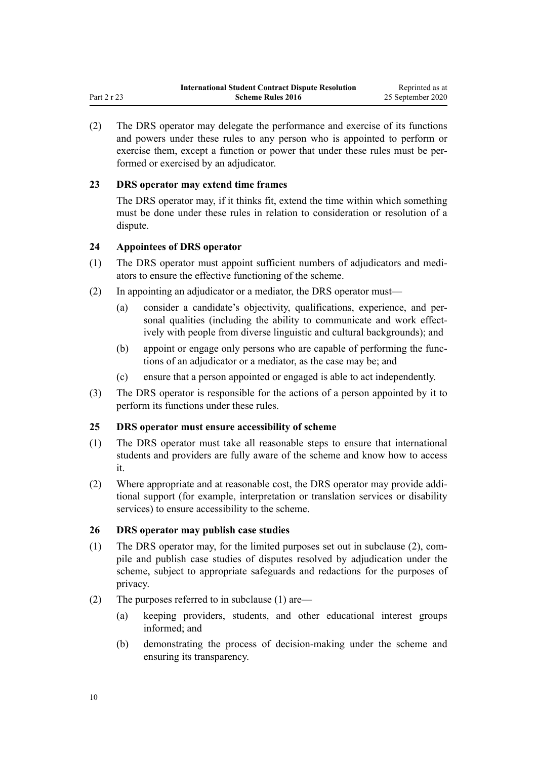(2) The DRS operator may delegate the performance and exercise of its functions and powers under these rules to any person who is appointed to perform or exercise them, except a function or power that under these rules must be performed or exercised by an adjudicator.

### 23 DRS operator may extend time frames

The DRS operator may, if it thinks fit, extend the time within which something must be done under these rules in relation to consideration or resolution of a dispute.

### 24 Appointees of DRS operator

(1) The DRS operator must appoint sufficient numbers of adjudicators and mediators to ensure the effective functioning of the scheme.

(2) In appointing an adjudicator or a mediator, the DRS operator must—

(a) consider a candidate's objectivity, qualifications, experience, and personal qualities (including the ability to communicate and work effectively with people from diverse linguistic and cultural backgrounds); and

(b) appoint or engage only persons who are capable of performing the functions of an adjudicator or a mediator, as the case may be; and

(c) ensure that a person appointed or engaged is able to act independently.

(3) The DRS operator is responsible for the actions of a person appointed by it to perform its functions under these rules.

### 25 DRS operator must ensure accessibility of scheme

(1) The DRS operator must take all reasonable steps to ensure that international students and providers are fully aware of the scheme and know how to access it.

(2) Where appropriate and at reasonable cost, the DRS operator may provide additional support (for example, interpretation or translation services or disability services) to ensure accessibility to the scheme.

### 26 DRS operator may publish case studies

(1) The DRS operator may, for the limited purposes set out in subclause (2), compile and publish case studies of disputes resolved by adjudication under the scheme, subject to appropriate safeguards and redactions for the purposes of privacy.

(2) The purposes referred to in subclause (1) are—

(a) keeping providers, students, and other educational interest groups informed; and

(b) demonstrating the process of decision-making under the scheme and ensuring its transparency.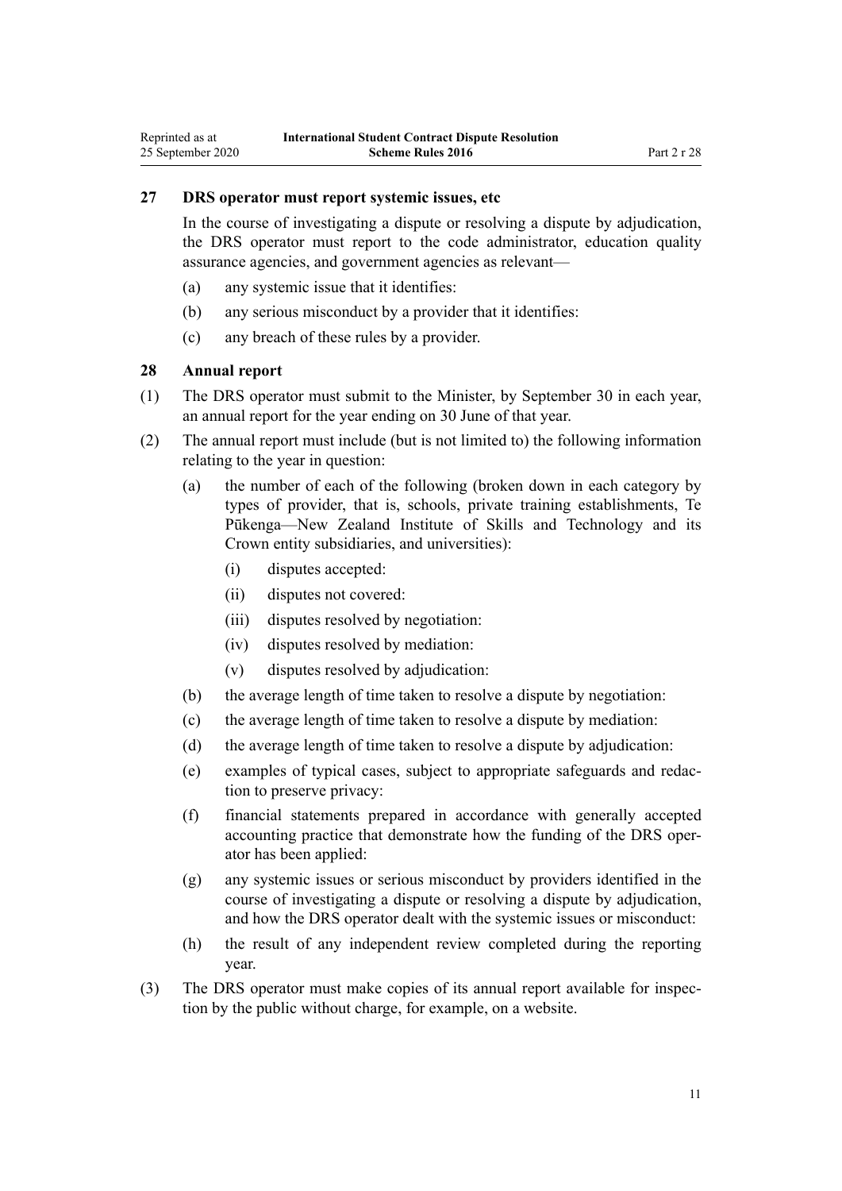## 27 DRS operator must report systemic issues, etc

In the course of investigating a dispute or resolving a dispute by adjudication, the DRS operator must report to the code administrator, education quality assurance agencies, and government agencies as relevant—

- (a) any systemic issue that it identifies:
- (b) any serious misconduct by a provider that it identifies:
- (c) any breach of these rules by a provider.

## 28 Annual report

(1) The DRS operator must submit to the Minister, by September 30 in each year, an annual report for the year ending on 30 June of that year.

(2) The annual report must include (but is not limited to) the following information relating to the year in question:

- (a) the number of each of the following (broken down in each category by types of provider, that is, schools, private training establishments, Te Pūkenga—New Zealand Institute of Skills and Technology and its Crown entity subsidiaries, and universities):
  - (i) disputes accepted:
  - (ii) disputes not covered:
  - (iii) disputes resolved by negotiation:
  - (iv) disputes resolved by mediation:
  - (v) disputes resolved by adjudication:
- (b) the average length of time taken to resolve a dispute by negotiation:
- (c) the average length of time taken to resolve a dispute by mediation:
- (d) the average length of time taken to resolve a dispute by adjudication:
- (e) examples of typical cases, subject to appropriate safeguards and redaction to preserve privacy:
- (f) financial statements prepared in accordance with generally accepted accounting practice that demonstrate how the funding of the DRS operator has been applied:
- (g) any systemic issues or serious misconduct by providers identified in the course of investigating a dispute or resolving a dispute by adjudication, and how the DRS operator dealt with the systemic issues or misconduct:
- (h) the result of any independent review completed during the reporting year.

(3) The DRS operator must make copies of its annual report available for inspection by the public without charge, for example, on a website.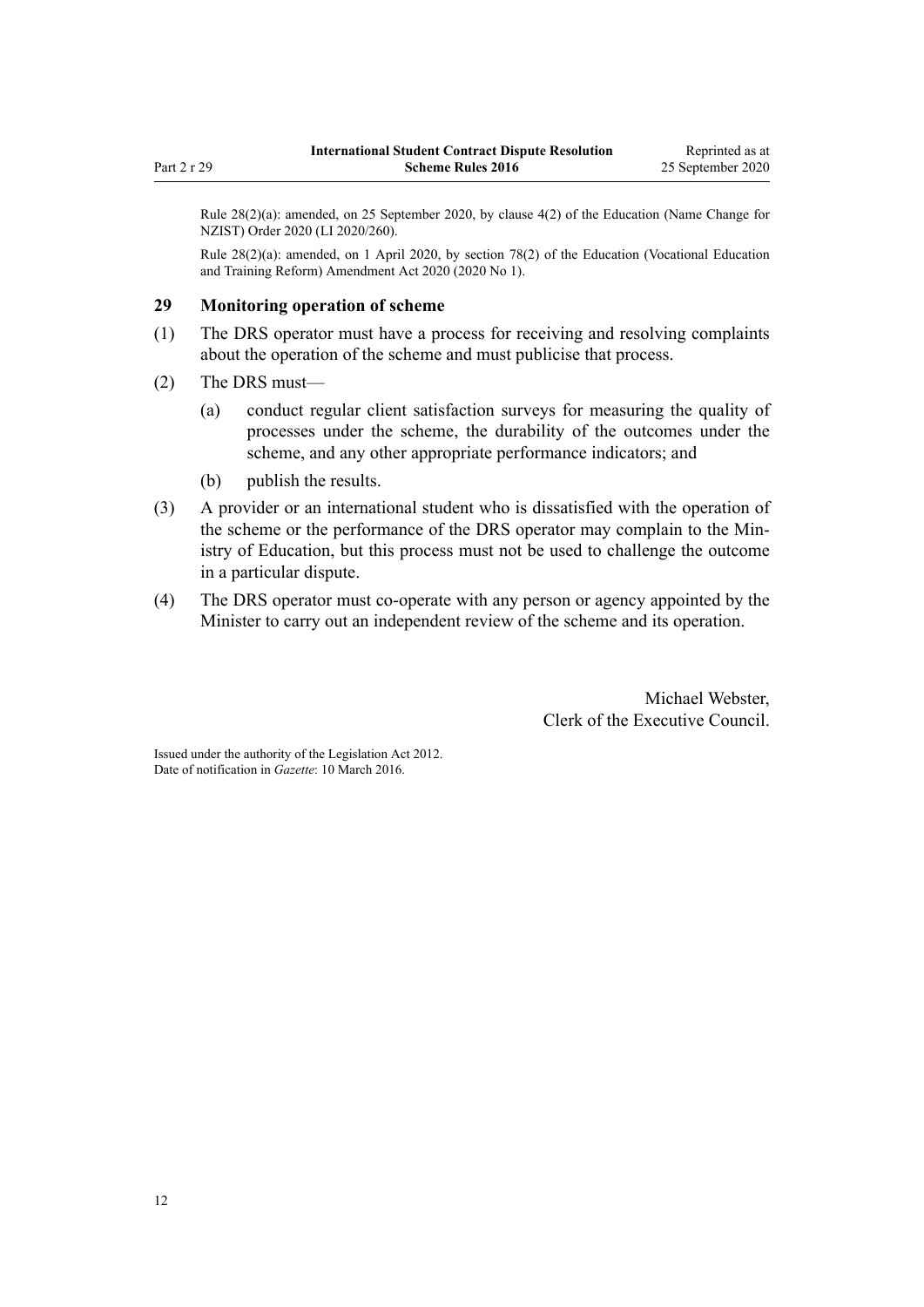Rule 28(2)(a): amended, on 25 September 2020, by clause 4(2) of the Education (Name Change for NZIST) Order 2020 (LI 2020/260).

Rule 28(2)(a): amended, on 1 April 2020, by section 78(2) of the Education (Vocational Education and Training Reform) Amendment Act 2020 (2020 No 1).

### 29 Monitoring operation of scheme

(1) The DRS operator must have a process for receiving and resolving complaints about the operation of the scheme and must publicise that process.

(2) The DRS must—

(a) conduct regular client satisfaction surveys for measuring the quality of processes under the scheme, the durability of the outcomes under the scheme, and any other appropriate performance indicators; and

(b) publish the results.

(3) A provider or an international student who is dissatisfied with the operation of the scheme or the performance of the DRS operator may complain to the Ministry of Education, but this process must not be used to challenge the outcome in a particular dispute.

(4) The DRS operator must co-operate with any person or agency appointed by the Minister to carry out an independent review of the scheme and its operation.

Michael Webster,
Clerk of the Executive Council.

Issued under the authority of the Legislation Act 2012.
Date of notification in *Gazette*: 10 March 2016.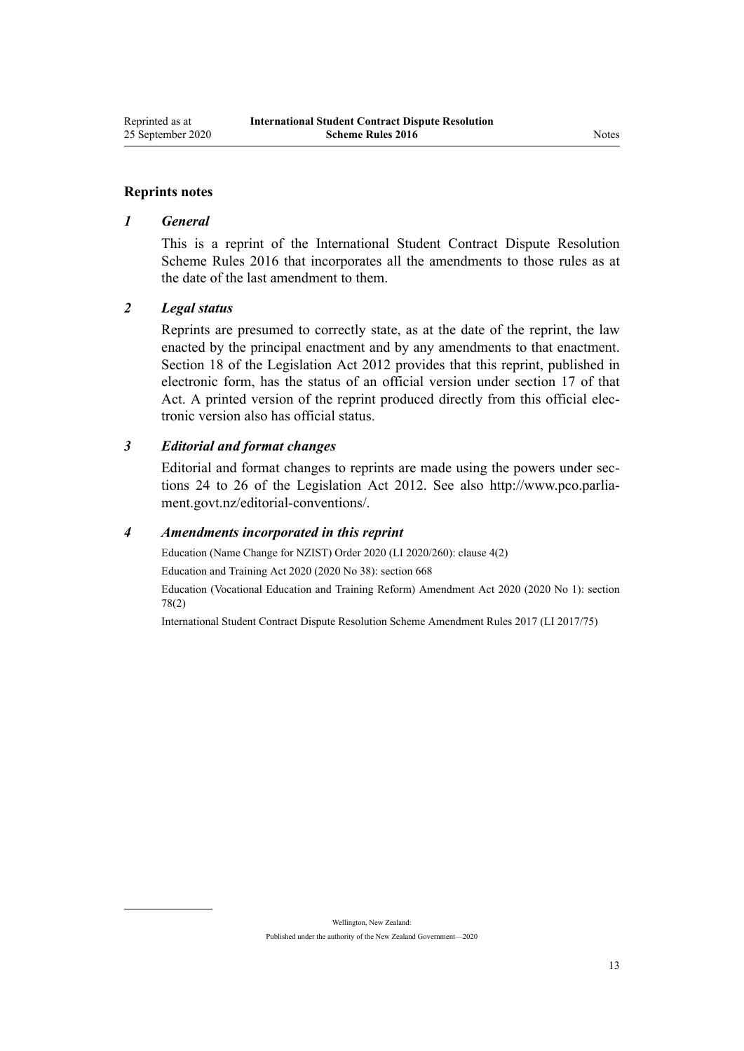## Reprints notes

### *1 General*

This is a reprint of the International Student Contract Dispute Resolution Scheme Rules 2016 that incorporates all the amendments to those rules as at the date of the last amendment to them.

### *2 Legal status*

Reprints are presumed to correctly state, as at the date of the reprint, the law enacted by the principal enactment and by any amendments to that enactment. Section 18 of the Legislation Act 2012 provides that this reprint, published in electronic form, has the status of an official version under section 17 of that Act. A printed version of the reprint produced directly from this official electronic version also has official status.

### *3 Editorial and format changes*

Editorial and format changes to reprints are made using the powers under sections 24 to 26 of the Legislation Act 2012. See also http://www.pco.parliament.govt.nz/editorial-conventions/.

### *4 Amendments incorporated in this reprint*

Education (Name Change for NZIST) Order 2020 (LI 2020/260): clause 4(2)

Education and Training Act 2020 (2020 No 38): section 668

Education (Vocational Education and Training Reform) Amendment Act 2020 (2020 No 1): section 78(2)

International Student Contract Dispute Resolution Scheme Amendment Rules 2017 (LI 2017/75)

Wellington, New Zealand:

Published under the authority of the New Zealand Government—2020